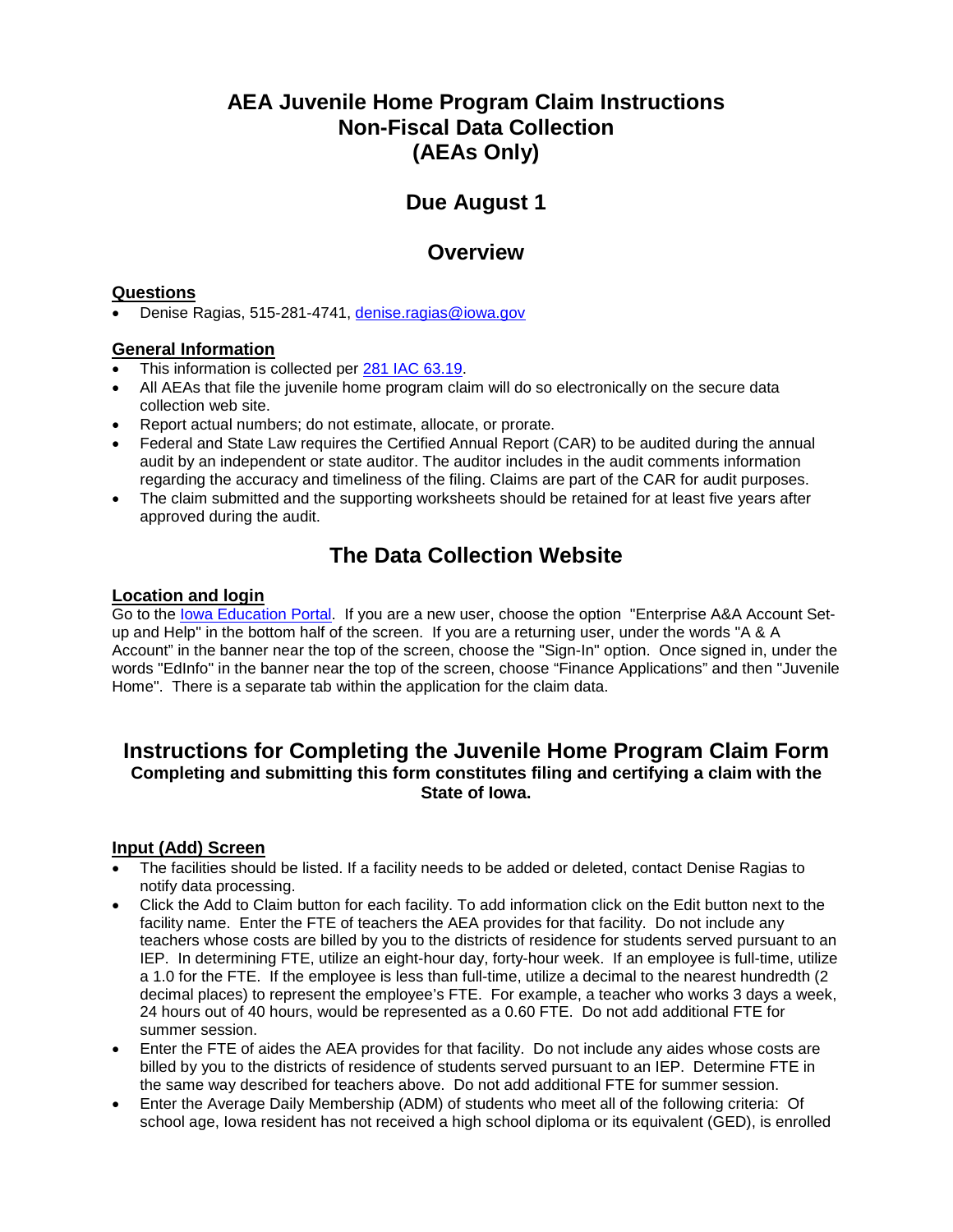# AEA Juvenile Home Program Claim Instructions
# Non-Fiscal Data Collection
# (AEAs Only)

## Due August 1

## Overview

### Questions

- Denise Ragias, 515-281-4741, [denise.ragias@iowa.gov](mailto:denise.ragias@iowa.gov)

### General Information

- This information is collected per [281 IAC 63.19](281 IAC 63.19).
- All AEAs that file the juvenile home program claim will do so electronically on the secure data collection web site.
- Report actual numbers; do not estimate, allocate, or prorate.
- Federal and State Law requires the Certified Annual Report (CAR) to be audited during the annual audit by an independent or state auditor. The auditor includes in the audit comments information regarding the accuracy and timeliness of the filing. Claims are part of the CAR for audit purposes.
- The claim submitted and the supporting worksheets should be retained for at least five years after approved during the audit.

## The Data Collection Website

### Location and login

Go to the [Iowa Education Portal](Iowa Education Portal). If you are a new user, choose the option "Enterprise A&A Account Set-up and Help" in the bottom half of the screen. If you are a returning user, under the words "A & A Account" in the banner near the top of the screen, choose the "Sign-In" option. Once signed in, under the words "EdInfo" in the banner near the top of the screen, choose "Finance Applications" and then "Juvenile Home". There is a separate tab within the application for the claim data.

## Instructions for Completing the Juvenile Home Program Claim Form

**Completing and submitting this form constitutes filing and certifying a claim with the State of Iowa.**

### Input (Add) Screen

- The facilities should be listed. If a facility needs to be added or deleted, contact Denise Ragias to notify data processing.
- Click the Add to Claim button for each facility. To add information click on the Edit button next to the facility name. Enter the FTE of teachers the AEA provides for that facility. Do not include any teachers whose costs are billed by you to the districts of residence for students served pursuant to an IEP. In determining FTE, utilize an eight-hour day, forty-hour week. If an employee is full-time, utilize a 1.0 for the FTE. If the employee is less than full-time, utilize a decimal to the nearest hundredth (2 decimal places) to represent the employee's FTE. For example, a teacher who works 3 days a week, 24 hours out of 40 hours, would be represented as a 0.60 FTE. Do not add additional FTE for summer session.
- Enter the FTE of aides the AEA provides for that facility. Do not include any aides whose costs are billed by you to the districts of residence of students served pursuant to an IEP. Determine FTE in the same way described for teachers above. Do not add additional FTE for summer session.
- Enter the Average Daily Membership (ADM) of students who meet all of the following criteria: Of school age, Iowa resident has not received a high school diploma or its equivalent (GED), is enrolled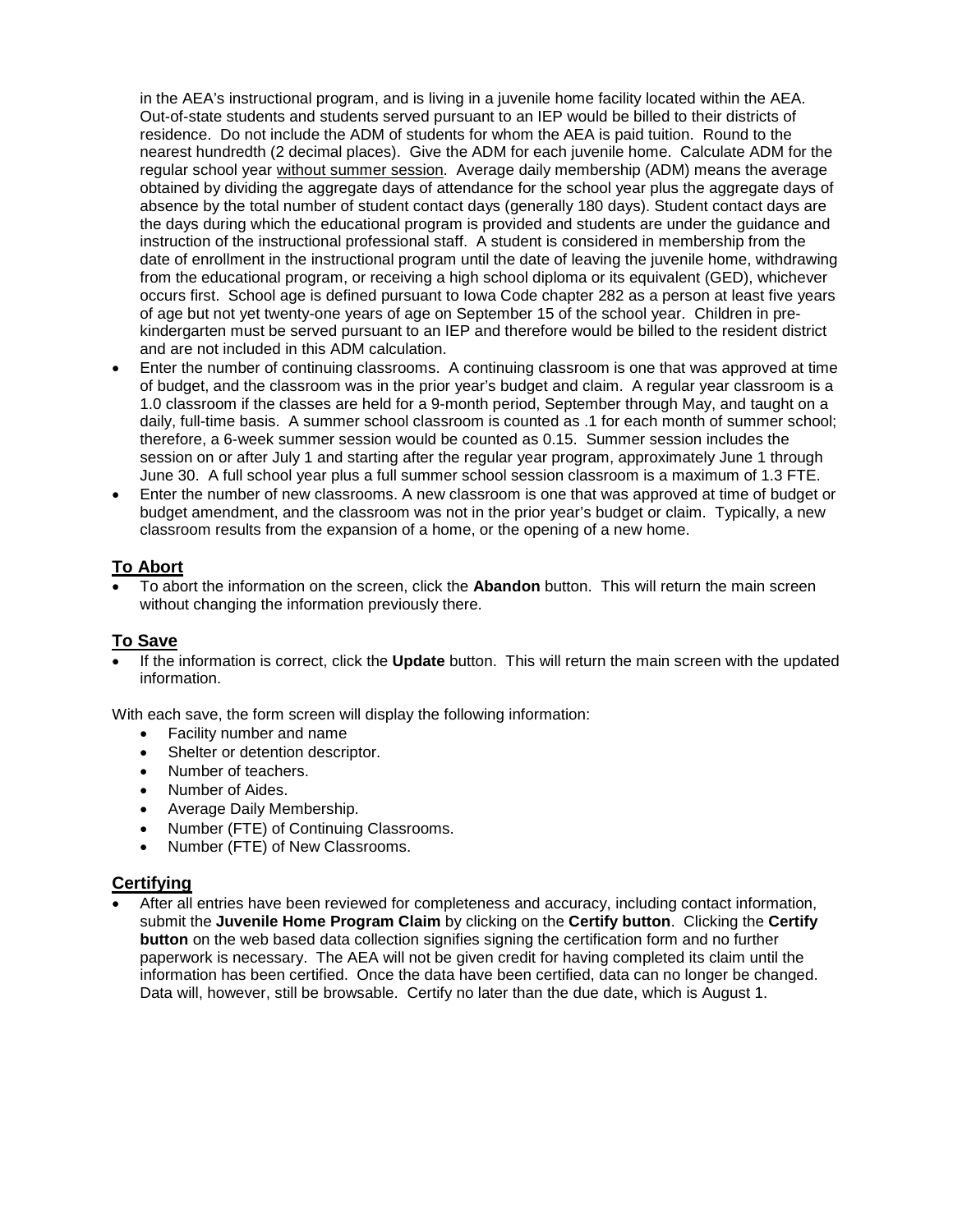in the AEA's instructional program, and is living in a juvenile home facility located within the AEA. Out-of-state students and students served pursuant to an IEP would be billed to their districts of residence. Do not include the ADM of students for whom the AEA is paid tuition. Round to the nearest hundredth (2 decimal places). Give the ADM for each juvenile home. Calculate ADM for the regular school year <u>without summer session</u>. Average daily membership (ADM) means the average obtained by dividing the aggregate days of attendance for the school year plus the aggregate days of absence by the total number of student contact days (generally 180 days). Student contact days are the days during which the educational program is provided and students are under the guidance and instruction of the instructional professional staff. A student is considered in membership from the date of enrollment in the instructional program until the date of leaving the juvenile home, withdrawing from the educational program, or receiving a high school diploma or its equivalent (GED), whichever occurs first. School age is defined pursuant to Iowa Code chapter 282 as a person at least five years of age but not yet twenty-one years of age on September 15 of the school year. Children in pre-kindergarten must be served pursuant to an IEP and therefore would be billed to the resident district and are not included in this ADM calculation.

- Enter the number of continuing classrooms. A continuing classroom is one that was approved at time of budget, and the classroom was in the prior year's budget and claim. A regular year classroom is a 1.0 classroom if the classes are held for a 9-month period, September through May, and taught on a daily, full-time basis. A summer school classroom is counted as .1 for each month of summer school; therefore, a 6-week summer session would be counted as 0.15. Summer session includes the session on or after July 1 and starting after the regular year program, approximately June 1 through June 30. A full school year plus a full summer school session classroom is a maximum of 1.3 FTE.
- Enter the number of new classrooms. A new classroom is one that was approved at time of budget or budget amendment, and the classroom was not in the prior year's budget or claim. Typically, a new classroom results from the expansion of a home, or the opening of a new home.

## To Abort

- To abort the information on the screen, click the **Abandon** button. This will return the main screen without changing the information previously there.

## To Save

- If the information is correct, click the **Update** button. This will return the main screen with the updated information.

With each save, the form screen will display the following information:

- Facility number and name
- Shelter or detention descriptor.
- Number of teachers.
- Number of Aides.
- Average Daily Membership.
- Number (FTE) of Continuing Classrooms.
- Number (FTE) of New Classrooms.

## Certifying

- After all entries have been reviewed for completeness and accuracy, including contact information, submit the **Juvenile Home Program Claim** by clicking on the **Certify button**. Clicking the **Certify button** on the web based data collection signifies signing the certification form and no further paperwork is necessary. The AEA will not be given credit for having completed its claim until the information has been certified. Once the data have been certified, data can no longer be changed. Data will, however, still be browsable. Certify no later than the due date, which is August 1.